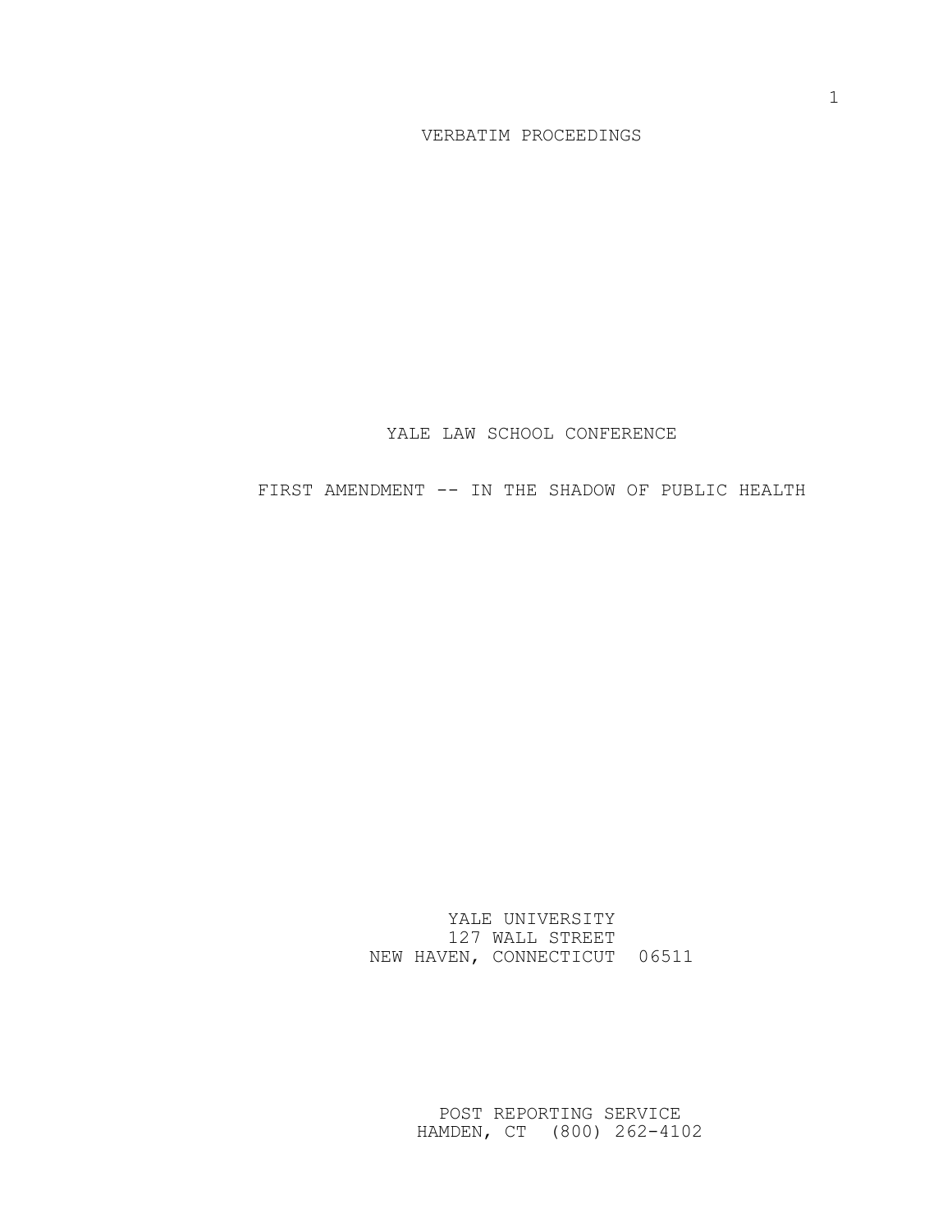VERBATIM PROCEEDINGS

# YALE LAW SCHOOL CONFERENCE

## FIRST AMENDMENT -- IN THE SHADOW OF PUBLIC HEALTH

YALE UNIVERSITY
127 WALL STREET
NEW HAVEN, CONNECTICUT 06511

POST REPORTING SERVICE
HAMDEN, CT (800) 262-4102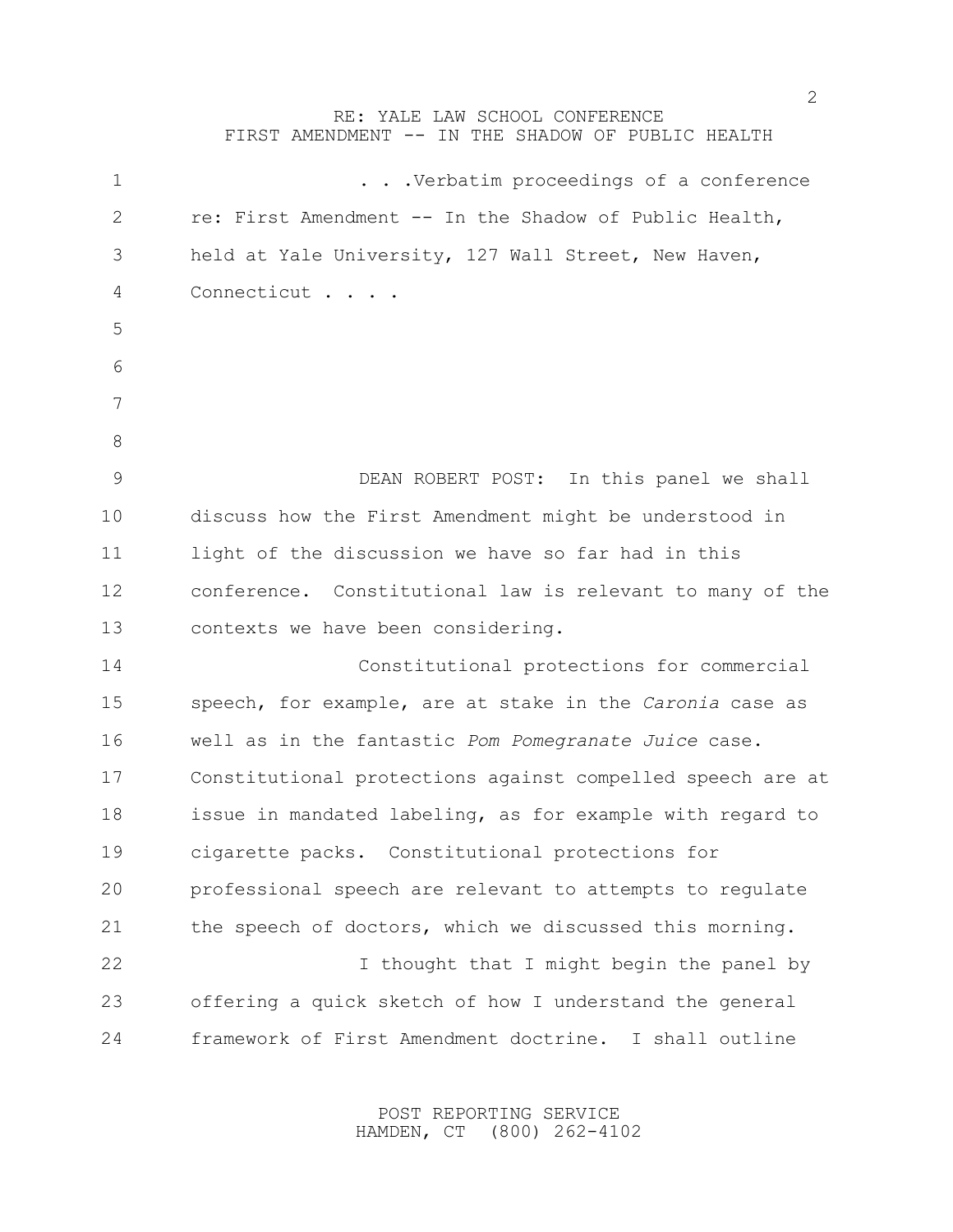RE: YALE LAW SCHOOL CONFERENCE
FIRST AMENDMENT -- IN THE SHADOW OF PUBLIC HEALTH

. . .Verbatim proceedings of a conference re: First Amendment -- In the Shadow of Public Health, held at Yale University, 127 Wall Street, New Haven, Connecticut . . . .

DEAN ROBERT POST: In this panel we shall discuss how the First Amendment might be understood in light of the discussion we have so far had in this conference. Constitutional law is relevant to many of the contexts we have been considering.

Constitutional protections for commercial speech, for example, are at stake in the *Caronia* case as well as in the fantastic *Pom Pomegranate Juice* case. Constitutional protections against compelled speech are at issue in mandated labeling, as for example with regard to cigarette packs. Constitutional protections for professional speech are relevant to attempts to regulate the speech of doctors, which we discussed this morning.

I thought that I might begin the panel by offering a quick sketch of how I understand the general framework of First Amendment doctrine. I shall outline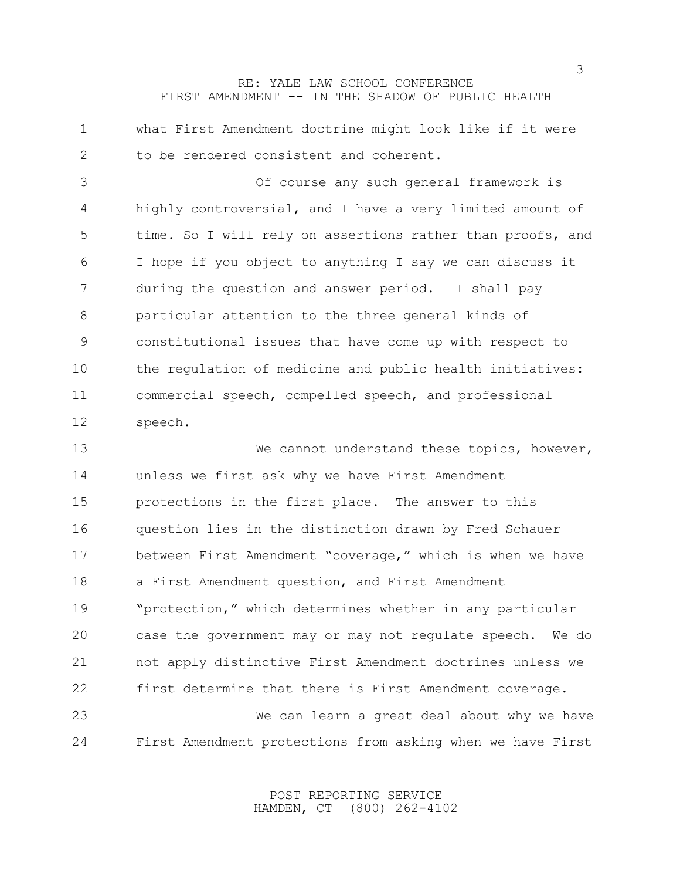what First Amendment doctrine might look like if it were to be rendered consistent and coherent.

Of course any such general framework is highly controversial, and I have a very limited amount of time. So I will rely on assertions rather than proofs, and I hope if you object to anything I say we can discuss it during the question and answer period. I shall pay particular attention to the three general kinds of constitutional issues that have come up with respect to the regulation of medicine and public health initiatives: commercial speech, compelled speech, and professional speech.

We cannot understand these topics, however, unless we first ask why we have First Amendment protections in the first place. The answer to this question lies in the distinction drawn by Fred Schauer between First Amendment "coverage," which is when we have a First Amendment question, and First Amendment "protection," which determines whether in any particular case the government may or may not regulate speech. We do not apply distinctive First Amendment doctrines unless we first determine that there is First Amendment coverage.

We can learn a great deal about why we have First Amendment protections from asking when we have First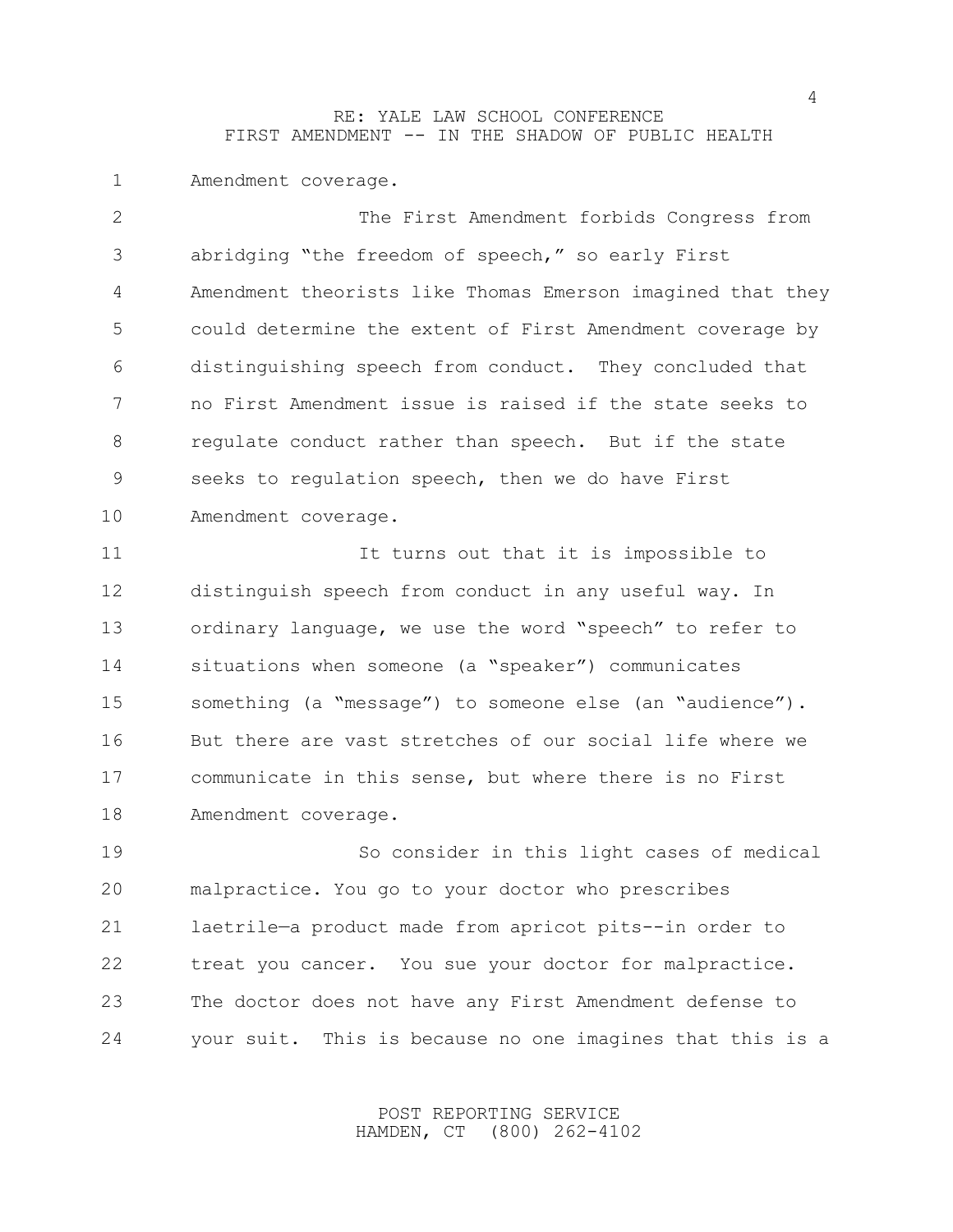Amendment coverage.

The First Amendment forbids Congress from abridging “the freedom of speech,” so early First Amendment theorists like Thomas Emerson imagined that they could determine the extent of First Amendment coverage by distinguishing speech from conduct. They concluded that no First Amendment issue is raised if the state seeks to regulate conduct rather than speech. But if the state seeks to regulation speech, then we do have First Amendment coverage.

It turns out that it is impossible to distinguish speech from conduct in any useful way. In ordinary language, we use the word “speech” to refer to situations when someone (a “speaker”) communicates something (a “message”) to someone else (an “audience”). But there are vast stretches of our social life where we communicate in this sense, but where there is no First Amendment coverage.

So consider in this light cases of medical malpractice. You go to your doctor who prescribes laetrile—a product made from apricot pits--in order to treat you cancer. You sue your doctor for malpractice. The doctor does not have any First Amendment defense to your suit. This is because no one imagines that this is a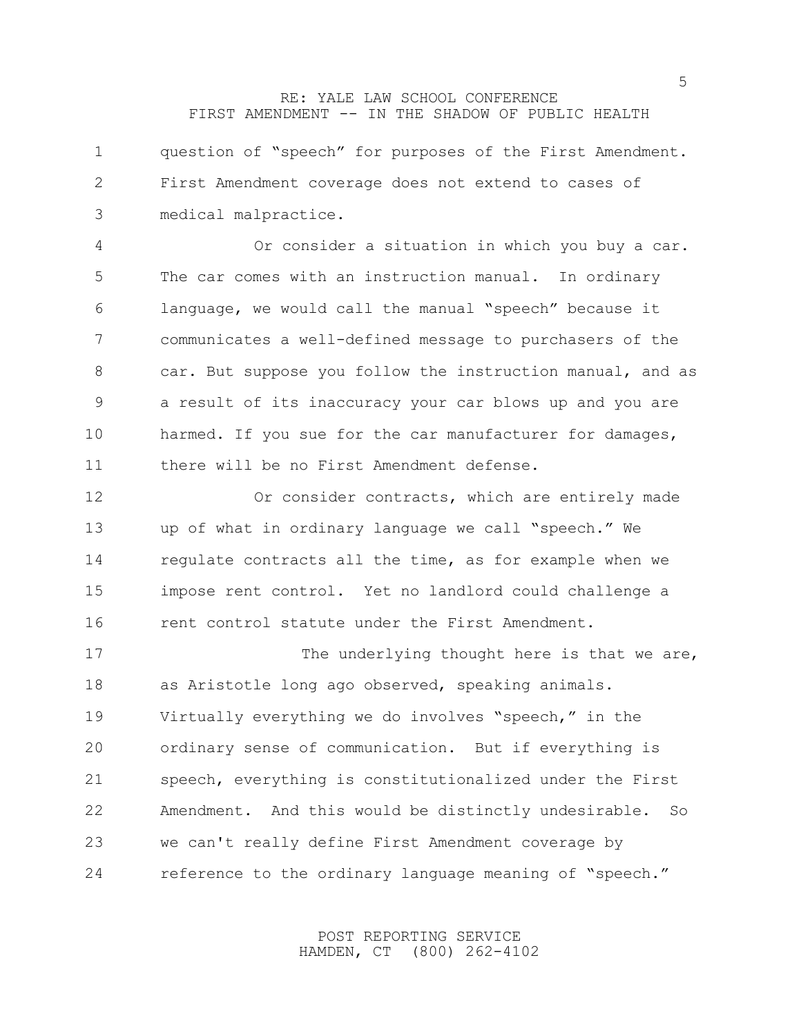question of "speech" for purposes of the First Amendment. First Amendment coverage does not extend to cases of medical malpractice.

Or consider a situation in which you buy a car. The car comes with an instruction manual. In ordinary language, we would call the manual "speech" because it communicates a well-defined message to purchasers of the car. But suppose you follow the instruction manual, and as a result of its inaccuracy your car blows up and you are harmed. If you sue for the car manufacturer for damages, there will be no First Amendment defense.

Or consider contracts, which are entirely made up of what in ordinary language we call "speech." We regulate contracts all the time, as for example when we impose rent control. Yet no landlord could challenge a rent control statute under the First Amendment.

The underlying thought here is that we are, as Aristotle long ago observed, speaking animals. Virtually everything we do involves "speech," in the ordinary sense of communication. But if everything is speech, everything is constitutionalized under the First Amendment. And this would be distinctly undesirable. So we can't really define First Amendment coverage by reference to the ordinary language meaning of "speech."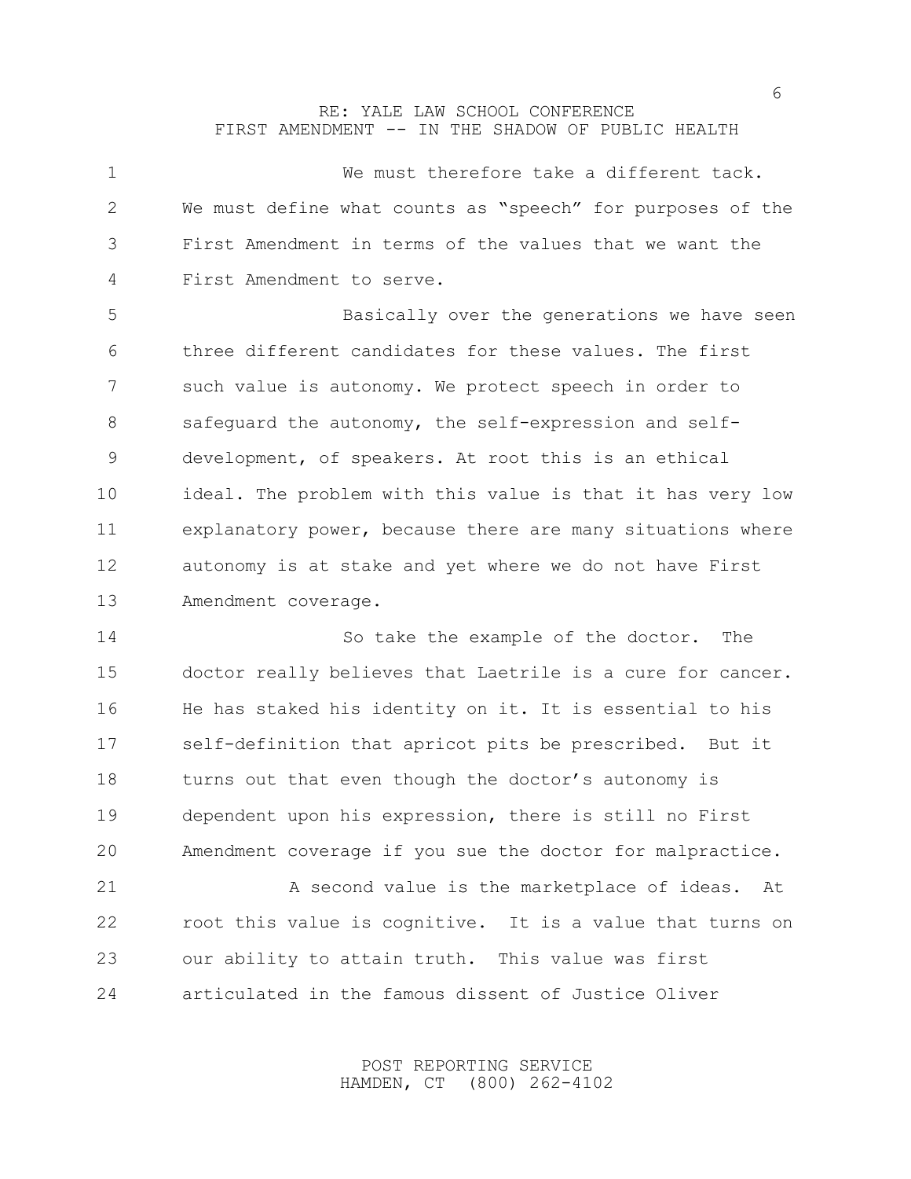We must therefore take a different tack. We must define what counts as "speech" for purposes of the First Amendment in terms of the values that we want the First Amendment to serve.

Basically over the generations we have seen three different candidates for these values. The first such value is autonomy. We protect speech in order to safeguard the autonomy, the self-expression and self-development, of speakers. At root this is an ethical ideal. The problem with this value is that it has very low explanatory power, because there are many situations where autonomy is at stake and yet where we do not have First Amendment coverage.

So take the example of the doctor. The doctor really believes that Laetrile is a cure for cancer. He has staked his identity on it. It is essential to his self-definition that apricot pits be prescribed. But it turns out that even though the doctor's autonomy is dependent upon his expression, there is still no First Amendment coverage if you sue the doctor for malpractice.

A second value is the marketplace of ideas. At root this value is cognitive. It is a value that turns on our ability to attain truth. This value was first articulated in the famous dissent of Justice Oliver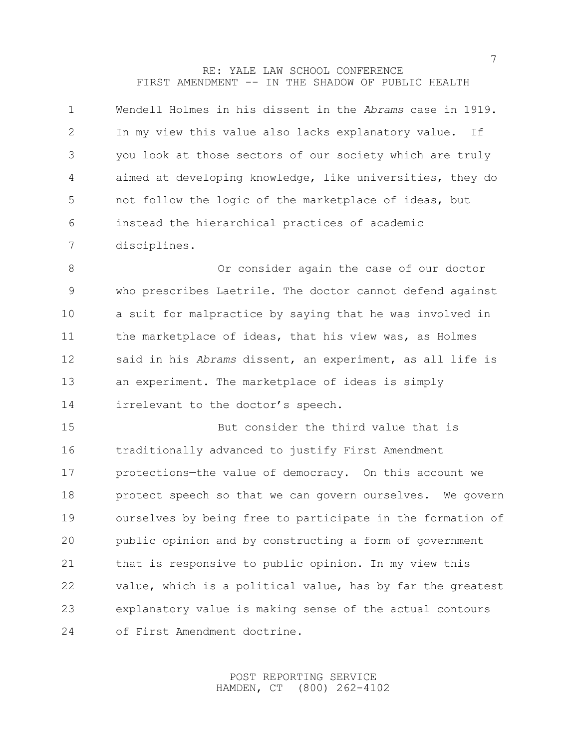Wendell Holmes in his dissent in the *Abrams* case in 1919. In my view this value also lacks explanatory value. If you look at those sectors of our society which are truly aimed at developing knowledge, like universities, they do not follow the logic of the marketplace of ideas, but instead the hierarchical practices of academic disciplines.

Or consider again the case of our doctor who prescribes Laetrile. The doctor cannot defend against a suit for malpractice by saying that he was involved in the marketplace of ideas, that his view was, as Holmes said in his *Abrams* dissent, an experiment, as all life is an experiment. The marketplace of ideas is simply irrelevant to the doctor's speech.

But consider the third value that is traditionally advanced to justify First Amendment protections—the value of democracy. On this account we protect speech so that we can govern ourselves. We govern ourselves by being free to participate in the formation of public opinion and by constructing a form of government that is responsive to public opinion. In my view this value, which is a political value, has by far the greatest explanatory value is making sense of the actual contours of First Amendment doctrine.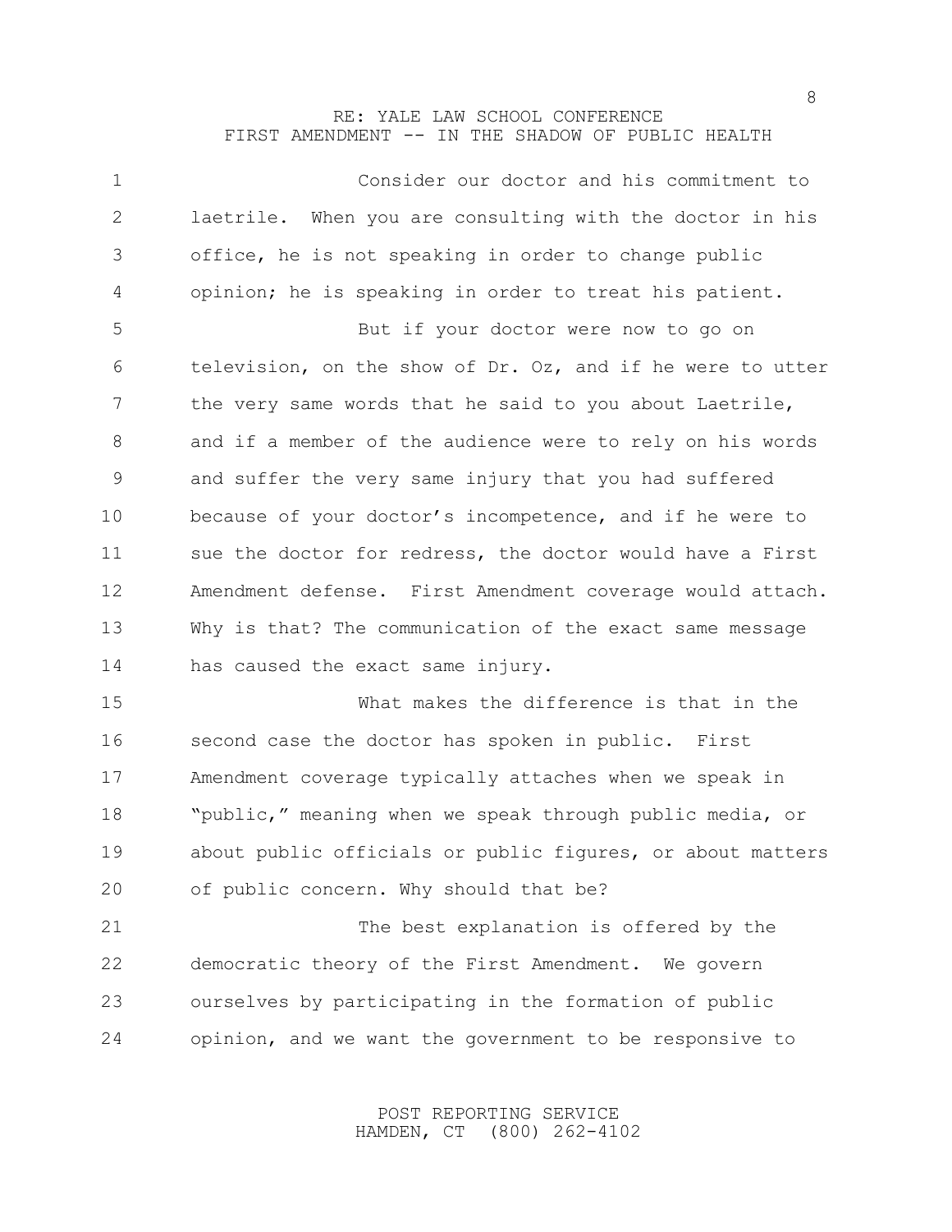Consider our doctor and his commitment to laetrile. When you are consulting with the doctor in his office, he is not speaking in order to change public opinion; he is speaking in order to treat his patient.

But if your doctor were now to go on television, on the show of Dr. Oz, and if he were to utter the very same words that he said to you about Laetrile, and if a member of the audience were to rely on his words and suffer the very same injury that you had suffered because of your doctor's incompetence, and if he were to sue the doctor for redress, the doctor would have a First Amendment defense. First Amendment coverage would attach. Why is that? The communication of the exact same message has caused the exact same injury.

What makes the difference is that in the second case the doctor has spoken in public. First Amendment coverage typically attaches when we speak in "public," meaning when we speak through public media, or about public officials or public figures, or about matters of public concern. Why should that be?

The best explanation is offered by the democratic theory of the First Amendment. We govern ourselves by participating in the formation of public opinion, and we want the government to be responsive to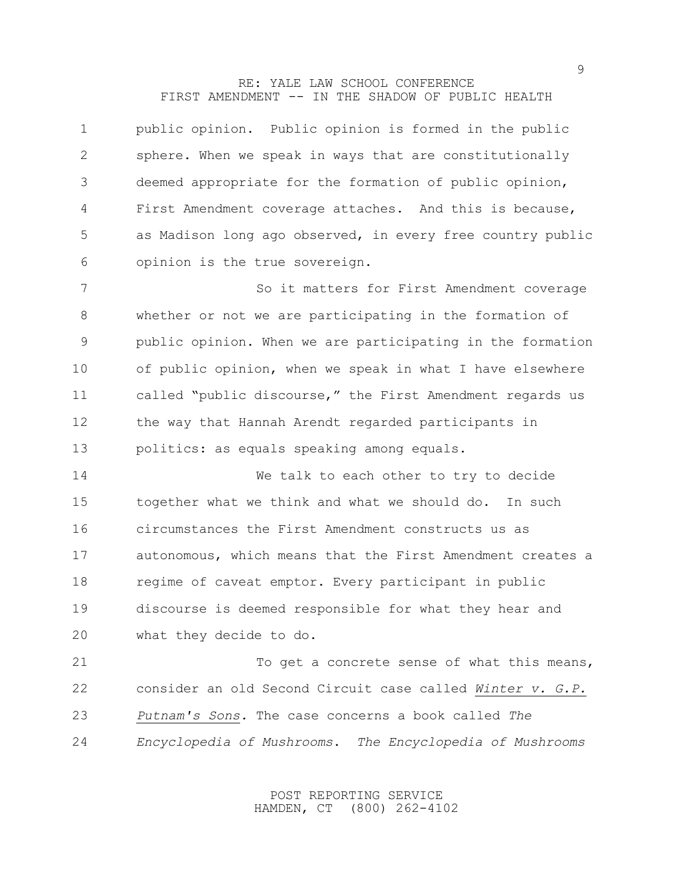public opinion. Public opinion is formed in the public sphere. When we speak in ways that are constitutionally deemed appropriate for the formation of public opinion, First Amendment coverage attaches. And this is because, as Madison long ago observed, in every free country public opinion is the true sovereign.

So it matters for First Amendment coverage whether or not we are participating in the formation of public opinion. When we are participating in the formation of public opinion, when we speak in what I have elsewhere called "public discourse," the First Amendment regards us the way that Hannah Arendt regarded participants in politics: as equals speaking among equals.

We talk to each other to try to decide together what we think and what we should do. In such circumstances the First Amendment constructs us as autonomous, which means that the First Amendment creates a regime of caveat emptor. Every participant in public discourse is deemed responsible for what they hear and what they decide to do.

To get a concrete sense of what this means, consider an old Second Circuit case called *Winter v. G.P. Putnam's Sons.* The case concerns a book called *The Encyclopedia of Mushrooms*. *The Encyclopedia of Mushrooms*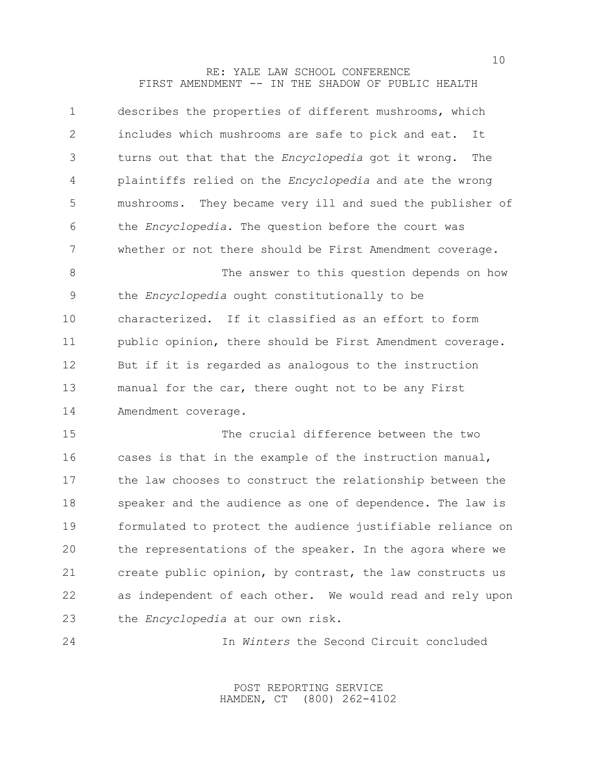describes the properties of different mushrooms, which includes which mushrooms are safe to pick and eat. It turns out that that the *Encyclopedia* got it wrong. The plaintiffs relied on the *Encyclopedia* and ate the wrong mushrooms. They became very ill and sued the publisher of the *Encyclopedia.* The question before the court was whether or not there should be First Amendment coverage.

The answer to this question depends on how the *Encyclopedia* ought constitutionally to be characterized. If it classified as an effort to form public opinion, there should be First Amendment coverage. But if it is regarded as analogous to the instruction manual for the car, there ought not to be any First Amendment coverage.

The crucial difference between the two cases is that in the example of the instruction manual, the law chooses to construct the relationship between the speaker and the audience as one of dependence. The law is formulated to protect the audience justifiable reliance on the representations of the speaker. In the agora where we create public opinion, by contrast, the law constructs us as independent of each other. We would read and rely upon the *Encyclopedia* at our own risk.

In *Winters* the Second Circuit concluded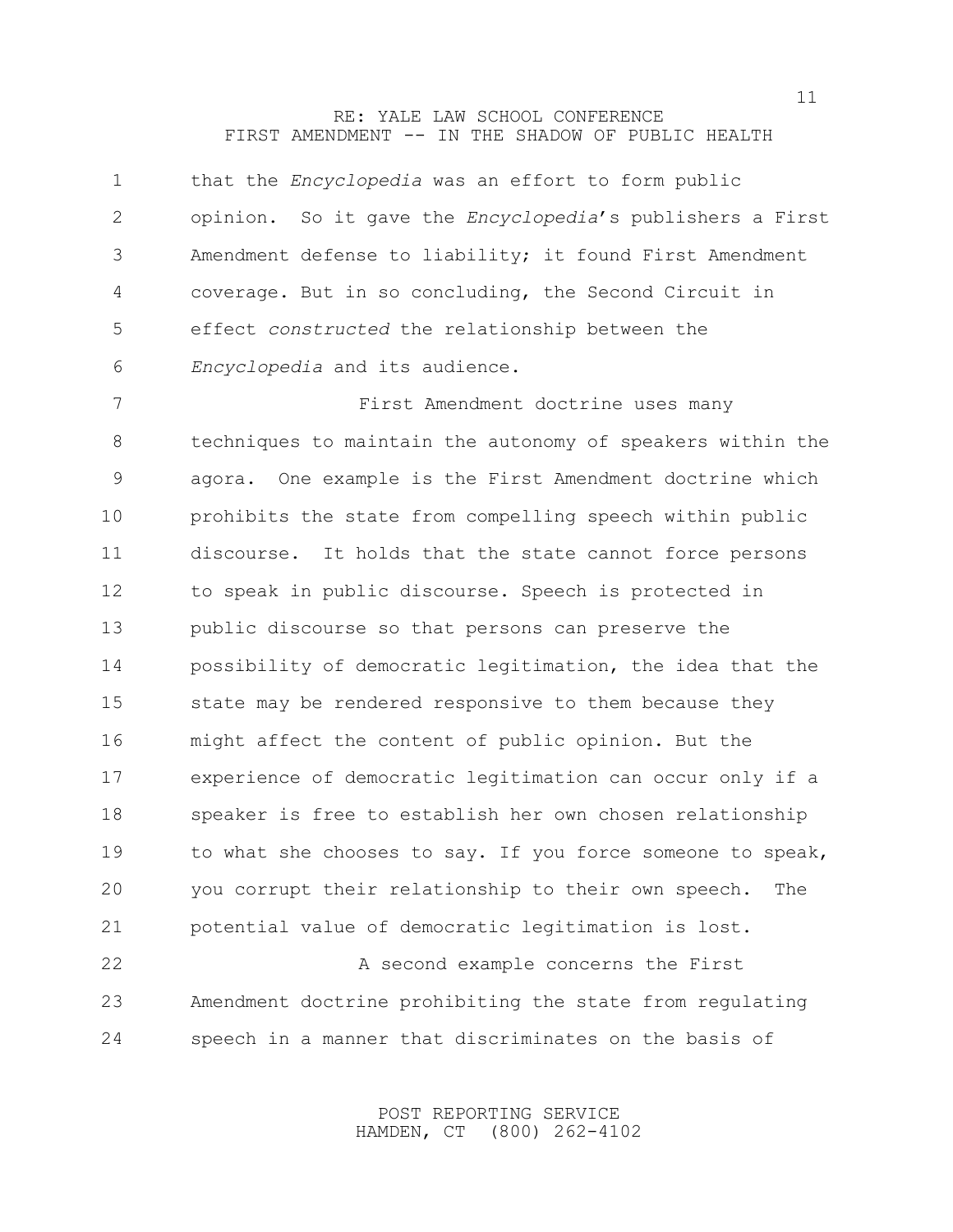that the *Encyclopedia* was an effort to form public opinion. So it gave the *Encyclopedia*'s publishers a First Amendment defense to liability; it found First Amendment coverage. But in so concluding, the Second Circuit in effect *constructed* the relationship between the *Encyclopedia* and its audience.

First Amendment doctrine uses many techniques to maintain the autonomy of speakers within the agora. One example is the First Amendment doctrine which prohibits the state from compelling speech within public discourse. It holds that the state cannot force persons to speak in public discourse. Speech is protected in public discourse so that persons can preserve the possibility of democratic legitimation, the idea that the state may be rendered responsive to them because they might affect the content of public opinion. But the experience of democratic legitimation can occur only if a speaker is free to establish her own chosen relationship to what she chooses to say. If you force someone to speak, you corrupt their relationship to their own speech. The potential value of democratic legitimation is lost.

A second example concerns the First Amendment doctrine prohibiting the state from regulating speech in a manner that discriminates on the basis of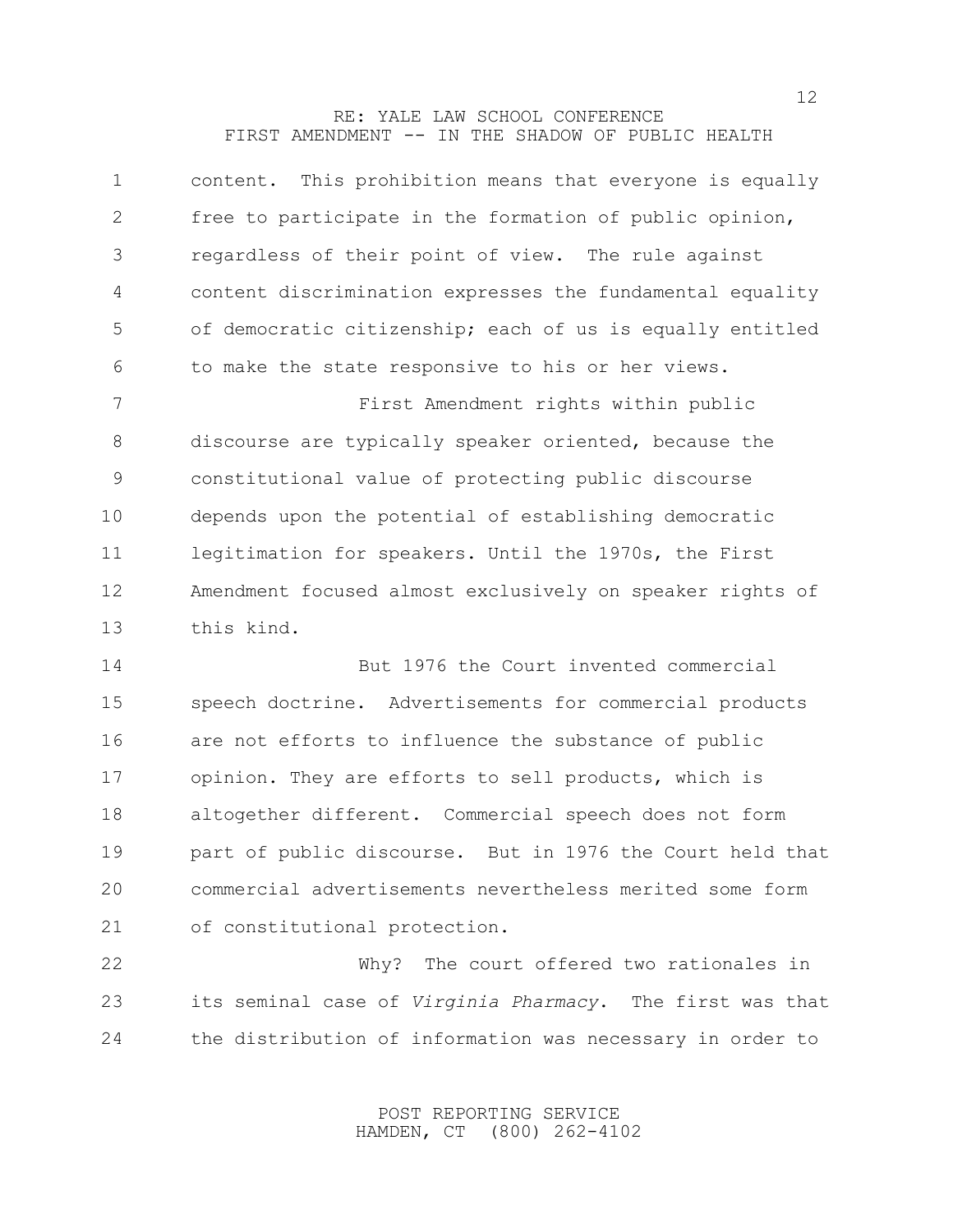content. This prohibition means that everyone is equally free to participate in the formation of public opinion, regardless of their point of view. The rule against content discrimination expresses the fundamental equality of democratic citizenship; each of us is equally entitled to make the state responsive to his or her views.

First Amendment rights within public discourse are typically speaker oriented, because the constitutional value of protecting public discourse depends upon the potential of establishing democratic legitimation for speakers. Until the 1970s, the First Amendment focused almost exclusively on speaker rights of this kind.

But 1976 the Court invented commercial speech doctrine. Advertisements for commercial products are not efforts to influence the substance of public opinion. They are efforts to sell products, which is altogether different. Commercial speech does not form part of public discourse. But in 1976 the Court held that commercial advertisements nevertheless merited some form of constitutional protection.

Why? The court offered two rationales in its seminal case of *Virginia Pharmacy*. The first was that the distribution of information was necessary in order to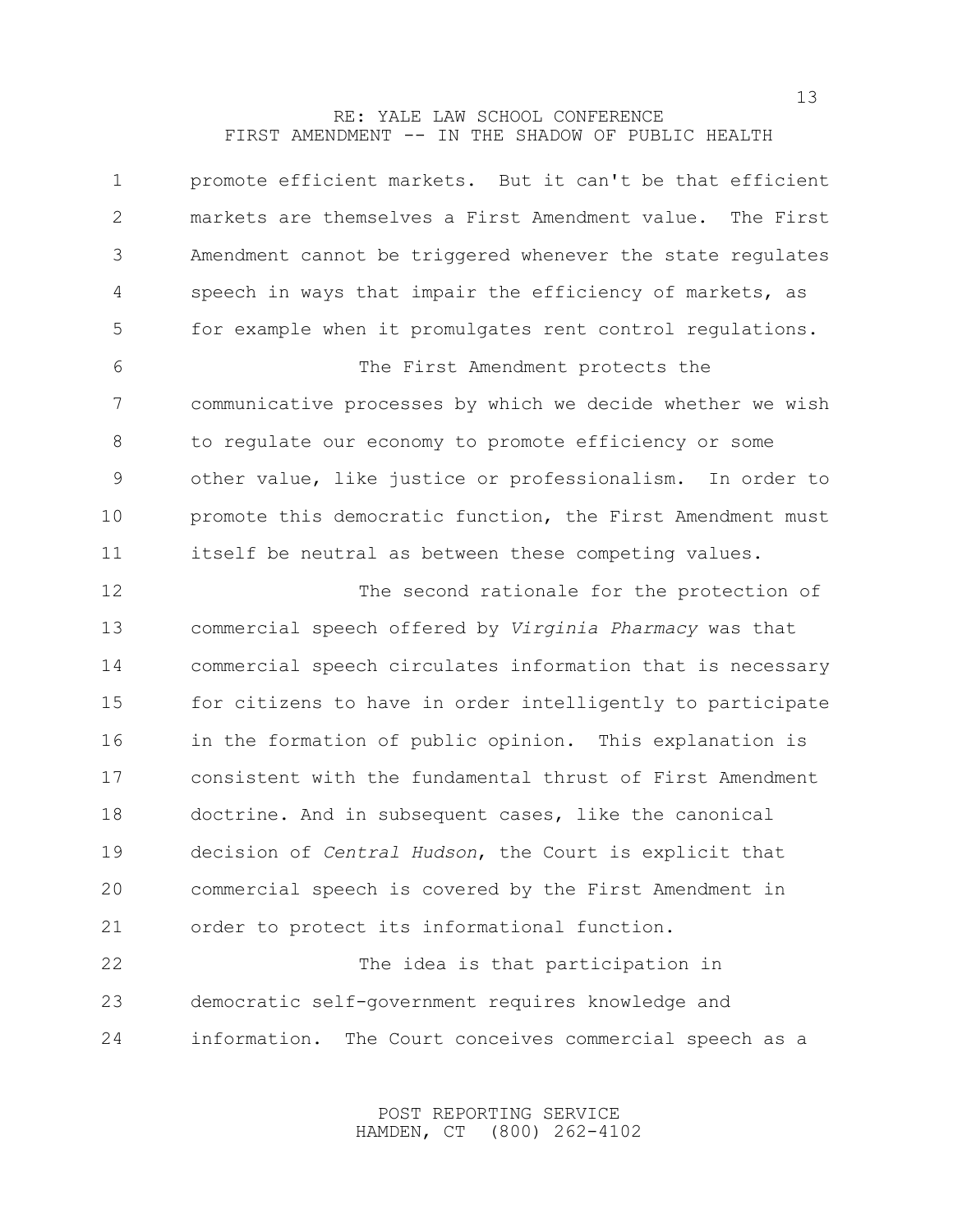promote efficient markets. But it can't be that efficient markets are themselves a First Amendment value. The First Amendment cannot be triggered whenever the state regulates speech in ways that impair the efficiency of markets, as for example when it promulgates rent control regulations.

The First Amendment protects the communicative processes by which we decide whether we wish to regulate our economy to promote efficiency or some other value, like justice or professionalism. In order to promote this democratic function, the First Amendment must itself be neutral as between these competing values.

The second rationale for the protection of commercial speech offered by *Virginia Pharmacy* was that commercial speech circulates information that is necessary for citizens to have in order intelligently to participate in the formation of public opinion. This explanation is consistent with the fundamental thrust of First Amendment doctrine. And in subsequent cases, like the canonical decision of *Central Hudson*, the Court is explicit that commercial speech is covered by the First Amendment in order to protect its informational function.

The idea is that participation in democratic self-government requires knowledge and information. The Court conceives commercial speech as a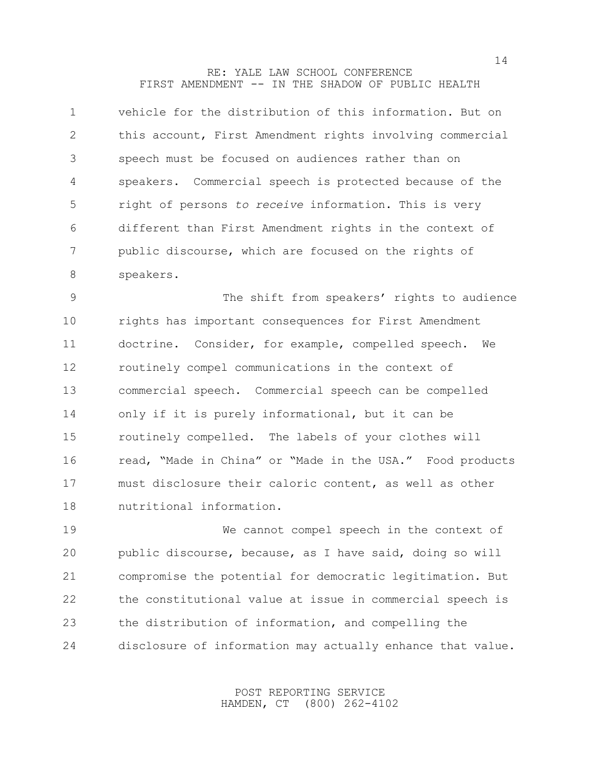vehicle for the distribution of this information. But on this account, First Amendment rights involving commercial speech must be focused on audiences rather than on speakers. Commercial speech is protected because of the right of persons *to receive* information. This is very different than First Amendment rights in the context of public discourse, which are focused on the rights of speakers.

The shift from speakers' rights to audience rights has important consequences for First Amendment doctrine. Consider, for example, compelled speech. We routinely compel communications in the context of commercial speech. Commercial speech can be compelled only if it is purely informational, but it can be routinely compelled. The labels of your clothes will read, "Made in China" or "Made in the USA." Food products must disclosure their caloric content, as well as other nutritional information.

We cannot compel speech in the context of public discourse, because, as I have said, doing so will compromise the potential for democratic legitimation. But the constitutional value at issue in commercial speech is the distribution of information, and compelling the disclosure of information may actually enhance that value.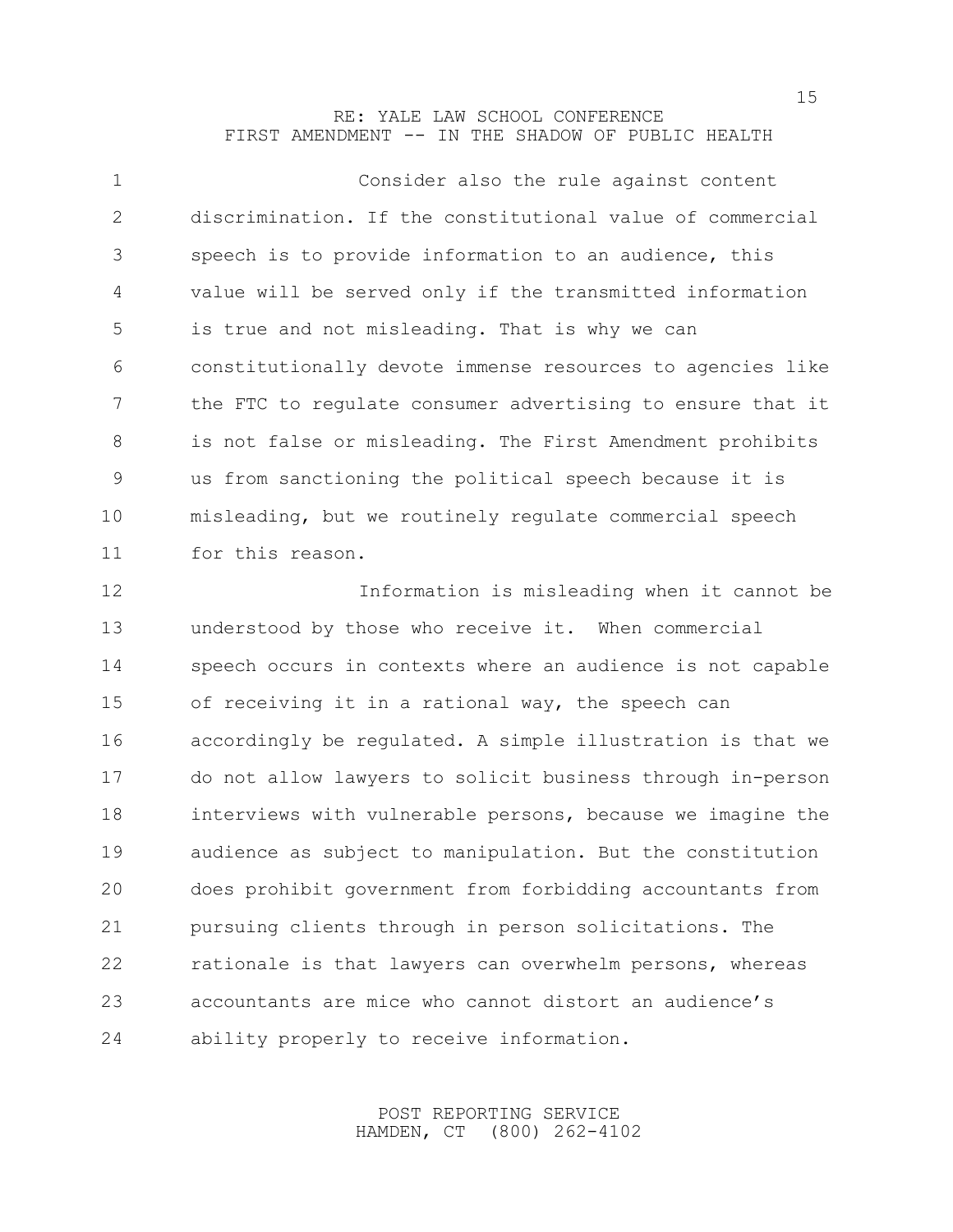Consider also the rule against content discrimination. If the constitutional value of commercial speech is to provide information to an audience, this value will be served only if the transmitted information is true and not misleading. That is why we can constitutionally devote immense resources to agencies like the FTC to regulate consumer advertising to ensure that it is not false or misleading. The First Amendment prohibits us from sanctioning the political speech because it is misleading, but we routinely regulate commercial speech for this reason.

Information is misleading when it cannot be understood by those who receive it. When commercial speech occurs in contexts where an audience is not capable of receiving it in a rational way, the speech can accordingly be regulated. A simple illustration is that we do not allow lawyers to solicit business through in-person interviews with vulnerable persons, because we imagine the audience as subject to manipulation. But the constitution does prohibit government from forbidding accountants from pursuing clients through in person solicitations. The rationale is that lawyers can overwhelm persons, whereas accountants are mice who cannot distort an audience's ability properly to receive information.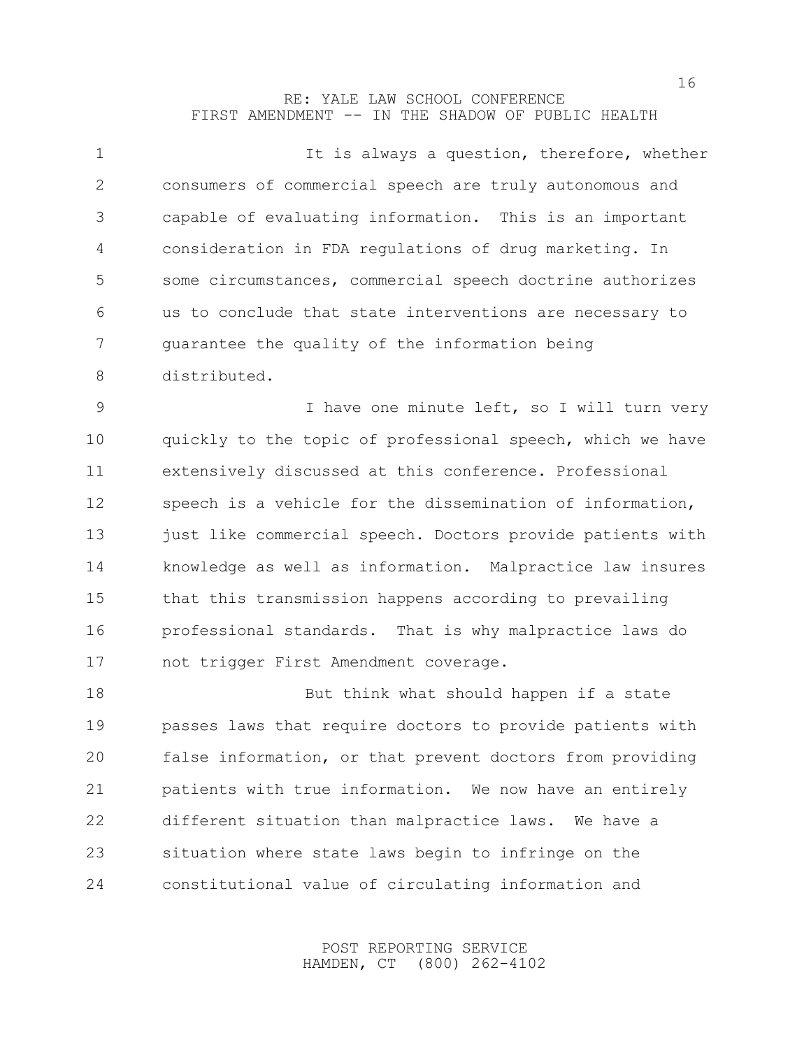It is always a question, therefore, whether consumers of commercial speech are truly autonomous and capable of evaluating information. This is an important consideration in FDA regulations of drug marketing. In some circumstances, commercial speech doctrine authorizes us to conclude that state interventions are necessary to guarantee the quality of the information being distributed.

I have one minute left, so I will turn very quickly to the topic of professional speech, which we have extensively discussed at this conference. Professional speech is a vehicle for the dissemination of information, just like commercial speech. Doctors provide patients with knowledge as well as information. Malpractice law insures that this transmission happens according to prevailing professional standards. That is why malpractice laws do not trigger First Amendment coverage.

But think what should happen if a state passes laws that require doctors to provide patients with false information, or that prevent doctors from providing patients with true information. We now have an entirely different situation than malpractice laws. We have a situation where state laws begin to infringe on the constitutional value of circulating information and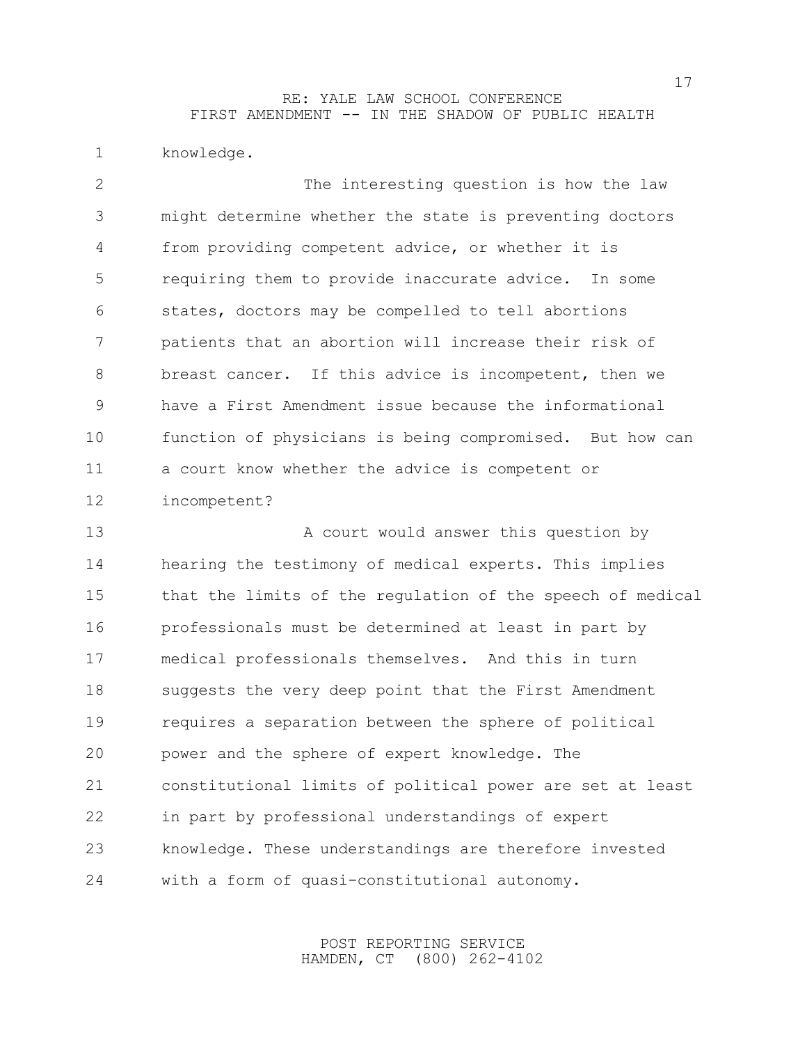knowledge.

The interesting question is how the law might determine whether the state is preventing doctors from providing competent advice, or whether it is requiring them to provide inaccurate advice. In some states, doctors may be compelled to tell abortions patients that an abortion will increase their risk of breast cancer. If this advice is incompetent, then we have a First Amendment issue because the informational function of physicians is being compromised. But how can a court know whether the advice is competent or incompetent?

A court would answer this question by hearing the testimony of medical experts. This implies that the limits of the regulation of the speech of medical professionals must be determined at least in part by medical professionals themselves. And this in turn suggests the very deep point that the First Amendment requires a separation between the sphere of political power and the sphere of expert knowledge. The constitutional limits of political power are set at least in part by professional understandings of expert knowledge. These understandings are therefore invested with a form of quasi-constitutional autonomy.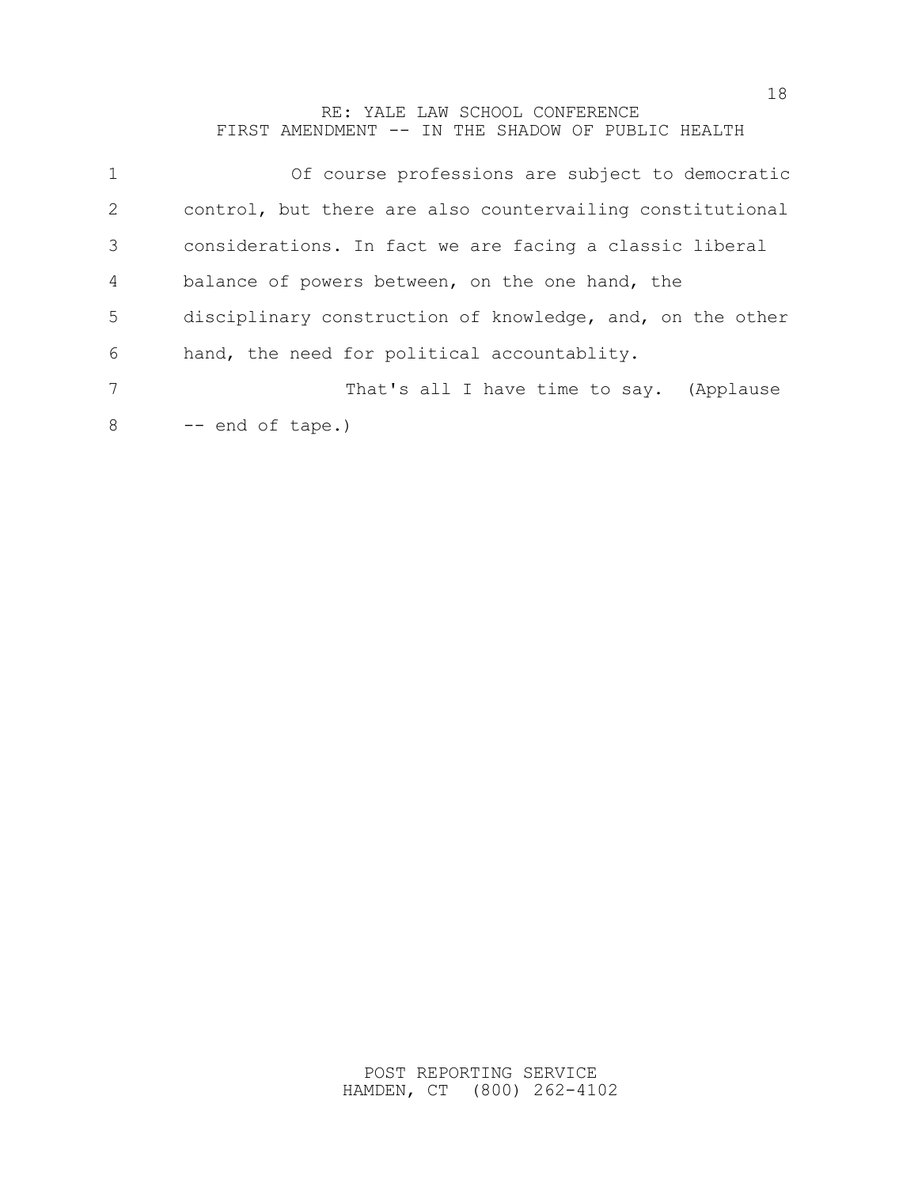Of course professions are subject to democratic control, but there are also countervailing constitutional considerations. In fact we are facing a classic liberal balance of powers between, on the one hand, the disciplinary construction of knowledge, and, on the other hand, the need for political accountablity.

That's all I have time to say. (Applause -- end of tape.)